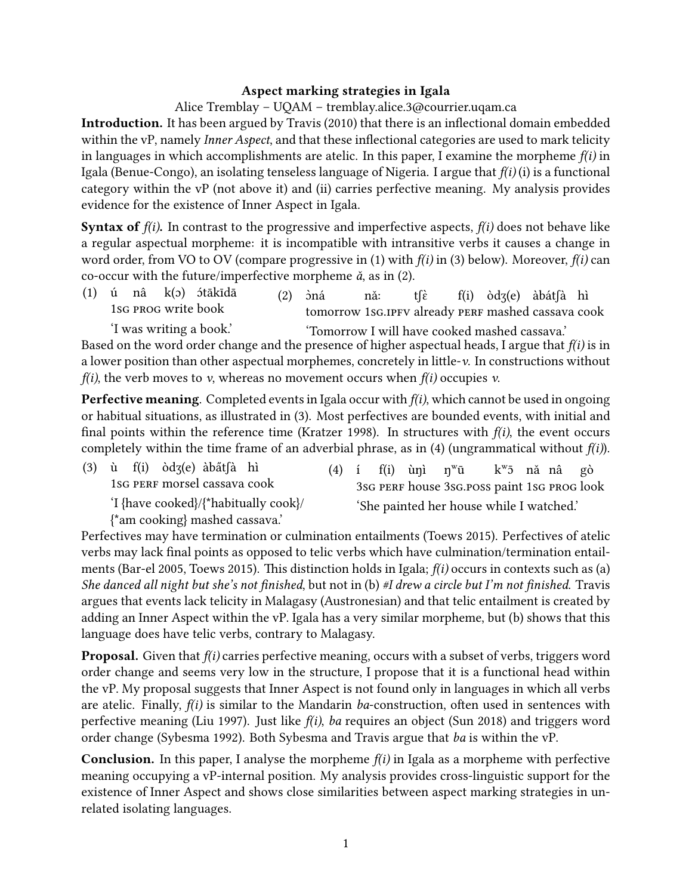**Aspect marking strategies in Igala**

Alice Tremblay – UQAM – tremblay.alice.3@courrier.uqam.ca

**Introduction.** It has been argued by Travis (2010) that there is an inflectional domain embedded within the vP, namely *Inner Aspect*, and that these inflectional categories are used to mark telicity in languages in which accomplishments are atelic. In this paper, I examine the morpheme *f(i)* in Igala (Benue-Congo), an isolating tenseless language of Nigeria. I argue that *f(i)* (i) is a functional category within the vP (not above it) and (ii) carries perfective meaning. My analysis provides evidence for the existence of Inner Aspect in Igala.

**Syntax of *f(i)*.** In contrast to the progressive and imperfective aspects, *f(i)* does not behave like a regular aspectual morpheme: it is incompatible with intransitive verbs it causes a change in word order, from VO to OV (compare progressive in (1) with *f(i)* in (3) below). Moreover, *f(i)* can co-occur with the future/imperfective morpheme *ǎ*, as in (2).

(1) ú nâ k(ɔ) ɔ́tākīdā
1SG PROG write book
'I was writing a book.'

(2) ɔ̀ná nǎː tʃɛ̀ f(i) òdʒ(e) àbátʃà hì
tomorrow 1SG.IPFV already PERF mashed cassava cook
'Tomorrow I will have cooked mashed cassava.'

Based on the word order change and the presence of higher aspectual heads, I argue that *f(i)* is in a lower position than other aspectual morphemes, concretely in little-*v*. In constructions without *f(i)*, the verb moves to *v*, whereas no movement occurs when *f(i)* occupies *v*.

**Perfective meaning**. Completed events in Igala occur with *f(i)*, which cannot be used in ongoing or habitual situations, as illustrated in (3). Most perfectives are bounded events, with initial and final points within the reference time (Kratzer 1998). In structures with *f(i)*, the event occurs completely within the time frame of an adverbial phrase, as in (4) (ungrammatical without *f(i)*).

(3) ù f(i) òdʒ(e) àbátʃà hì
1SG PERF morsel cassava cook
'I {have cooked}/{*habitually cook}/{*am cooking} mashed cassava.'

(4) í f(i) ùŋì ŋʷū kʷɔ̄ nǎ nâ gò
3SG PERF house 3SG.POSS paint 1SG PROG look
'She painted her house while I watched.'

Perfectives may have termination or culmination entailments (Toews 2015). Perfectives of atelic verbs may lack final points as opposed to telic verbs which have culmination/termination entailments (Bar-el 2005, Toews 2015). This distinction holds in Igala; *f(i)* occurs in contexts such as (a) *She danced all night but she's not finished*, but not in (b) *#I drew a circle but I'm not finished*. Travis argues that events lack telicity in Malagasy (Austronesian) and that telic entailment is created by adding an Inner Aspect within the vP. Igala has a very similar morpheme, but (b) shows that this language does have telic verbs, contrary to Malagasy.

**Proposal.** Given that *f(i)* carries perfective meaning, occurs with a subset of verbs, triggers word order change and seems very low in the structure, I propose that it is a functional head within the vP. My proposal suggests that Inner Aspect is not found only in languages in which all verbs are atelic. Finally, *f(i)* is similar to the Mandarin *ba*-construction, often used in sentences with perfective meaning (Liu 1997). Just like *f(i)*, *ba* requires an object (Sun 2018) and triggers word order change (Sybesma 1992). Both Sybesma and Travis argue that *ba* is within the vP.

**Conclusion.** In this paper, I analyse the morpheme *f(i)* in Igala as a morpheme with perfective meaning occupying a vP-internal position. My analysis provides cross-linguistic support for the existence of Inner Aspect and shows close similarities between aspect marking strategies in unrelated isolating languages.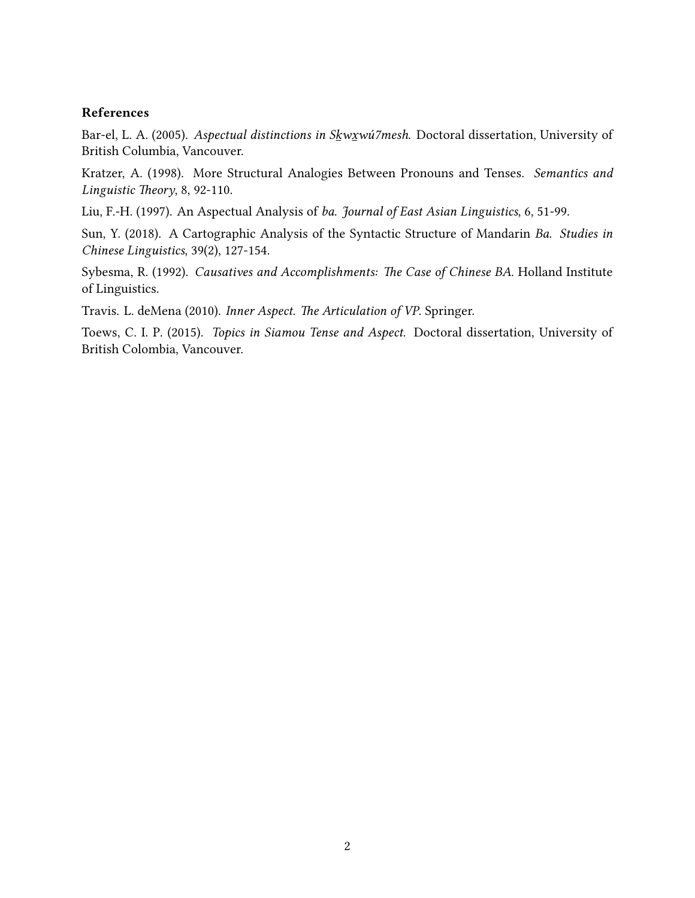**References**

Bar-el, L. A. (2005). *Aspectual distinctions in Sḵwx̱wú7mesh.* Doctoral dissertation, University of British Columbia, Vancouver.

Kratzer, A. (1998). More Structural Analogies Between Pronouns and Tenses. *Semantics and Linguistic Theory*, 8, 92-110.

Liu, F.-H. (1997). An Aspectual Analysis of *ba*. *Journal of East Asian Linguistics*, 6, 51-99.

Sun, Y. (2018). A Cartographic Analysis of the Syntactic Structure of Mandarin *Ba*. *Studies in Chinese Linguistics*, 39(2), 127-154.

Sybesma, R. (1992). *Causatives and Accomplishments: The Case of Chinese BA*. Holland Institute of Linguistics.

Travis. L. deMena (2010). *Inner Aspect. The Articulation of VP*. Springer.

Toews, C. I. P. (2015). *Topics in Siamou Tense and Aspect.* Doctoral dissertation, University of British Colombia, Vancouver.